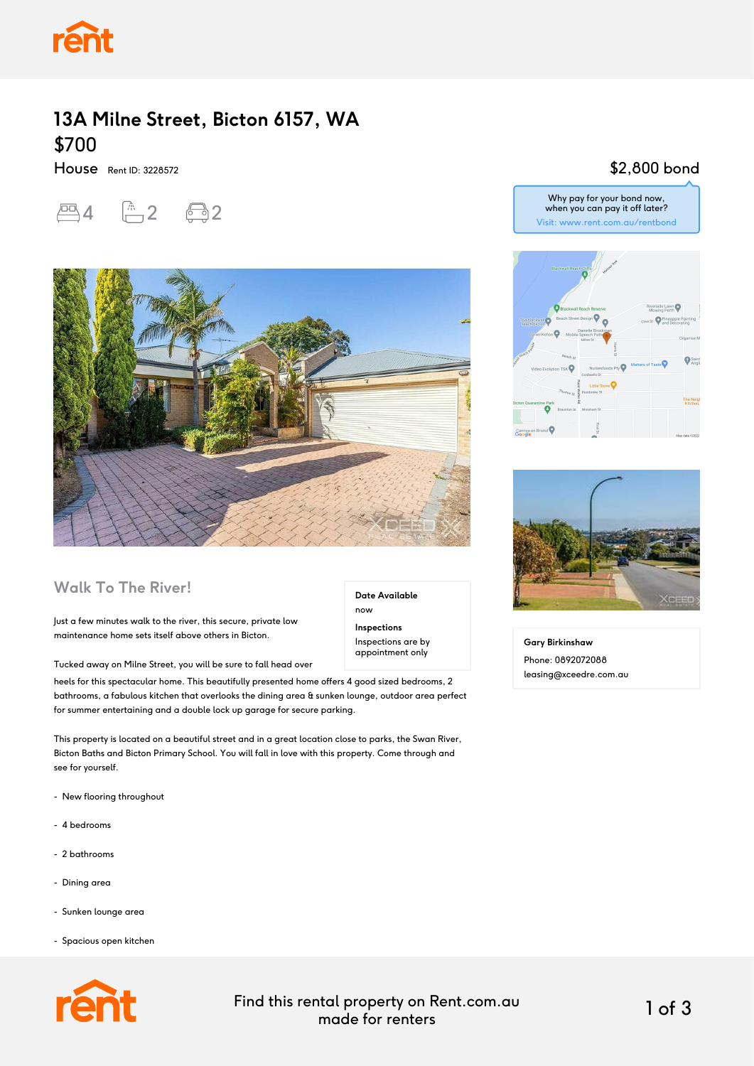# 13A Milne Street, Bicton 6157, WA

## $700

House Rent ID: 3228572

4 2 2

$2,800 bond

Why pay for your bond now, when you can pay it off later?
Visit: www.rent.com.au/rentbond

## Walk To The River!

**Date Available**
now

**Inspections**
Inspections are by appointment only

Just a few minutes walk to the river, this secure, private low maintenance home sets itself above others in Bicton.

Tucked away on Milne Street, you will be sure to fall head over heels for this spectacular home. This beautifully presented home offers 4 good sized bedrooms, 2 bathrooms, a fabulous kitchen that overlooks the dining area & sunken lounge, outdoor area perfect for summer entertaining and a double lock up garage for secure parking.

This property is located on a beautiful street and in a great location close to parks, the Swan River, Bicton Baths and Bicton Primary School. You will fall in love with this property. Come through and see for yourself.

- New flooring throughout
- 4 bedrooms
- 2 bathrooms
- Dining area
- Sunken lounge area
- Spacious open kitchen

**Gary Birkinshaw**
Phone: 0892072088
leasing@xceedre.com.au

Find this rental property on Rent.com.au made for renters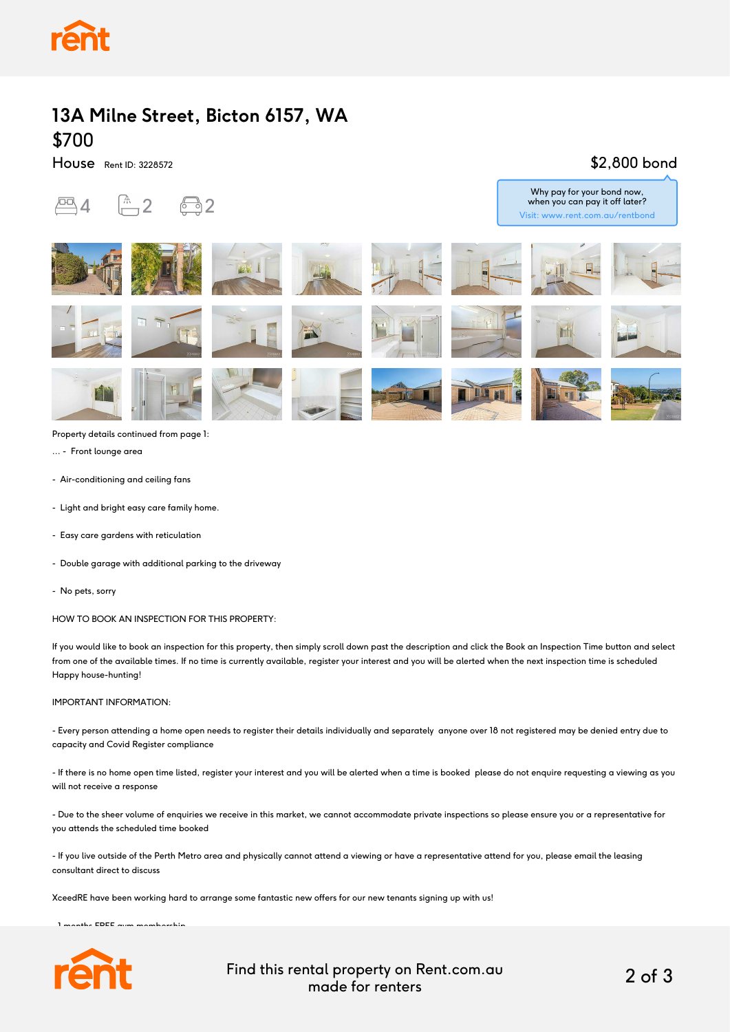# 13A Milne Street, Bicton 6157, WA

## $700

House Rent ID: 3228572

$2,800 bond

Why pay for your bond now, when you can pay it off later?
Visit: www.rent.com.au/rentbond

4 2 2

Property details continued from page 1:

... - Front lounge area

- Air-conditioning and ceiling fans

- Light and bright easy care family home.

- Easy care gardens with reticulation

- Double garage with additional parking to the driveway

- No pets, sorry

HOW TO BOOK AN INSPECTION FOR THIS PROPERTY:

If you would like to book an inspection for this property, then simply scroll down past the description and click the Book an Inspection Time button and select from one of the available times. If no time is currently available, register your interest and you will be alerted when the next inspection time is scheduled Happy house-hunting!

IMPORTANT INFORMATION:

- Every person attending a home open needs to register their details individually and separately anyone over 18 not registered may be denied entry due to capacity and Covid Register compliance

- If there is no home open time listed, register your interest and you will be alerted when a time is booked please do not enquire requesting a viewing as you will not receive a response

- Due to the sheer volume of enquiries we receive in this market, we cannot accommodate private inspections so please ensure you or a representative for you attends the scheduled time booked

- If you live outside of the Perth Metro area and physically cannot attend a viewing or have a representative attend for you, please email the leasing consultant direct to discuss

XceedRE have been working hard to arrange some fantastic new offers for our new tenants signing up with us!

- 1 months FREE gym membership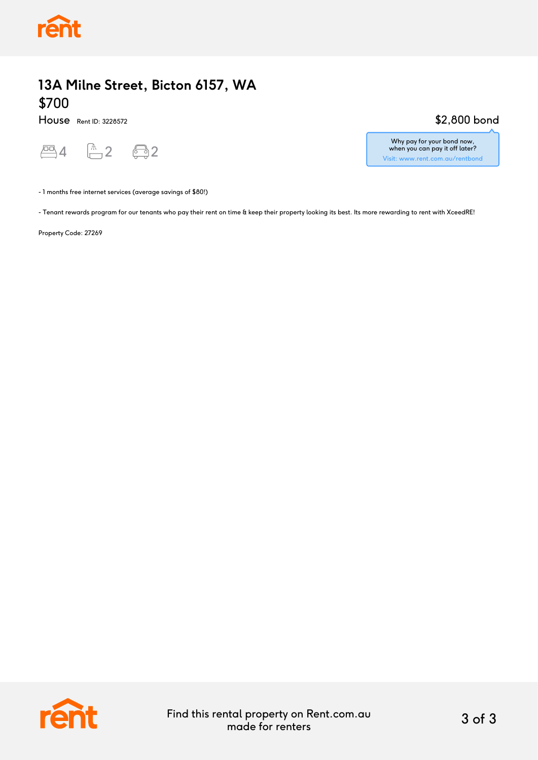# 13A Milne Street, Bicton 6157, WA

$700

House Rent ID: 3228572

4 2 2

$2,800 bond

Why pay for your bond now, when you can pay it off later?
Visit: www.rent.com.au/rentbond

- 1 months free internet services (average savings of $80!)

- Tenant rewards program for our tenants who pay their rent on time & keep their property looking its best. Its more rewarding to rent with XceedRE!

Property Code: 27269

Find this rental property on Rent.com.au made for renters